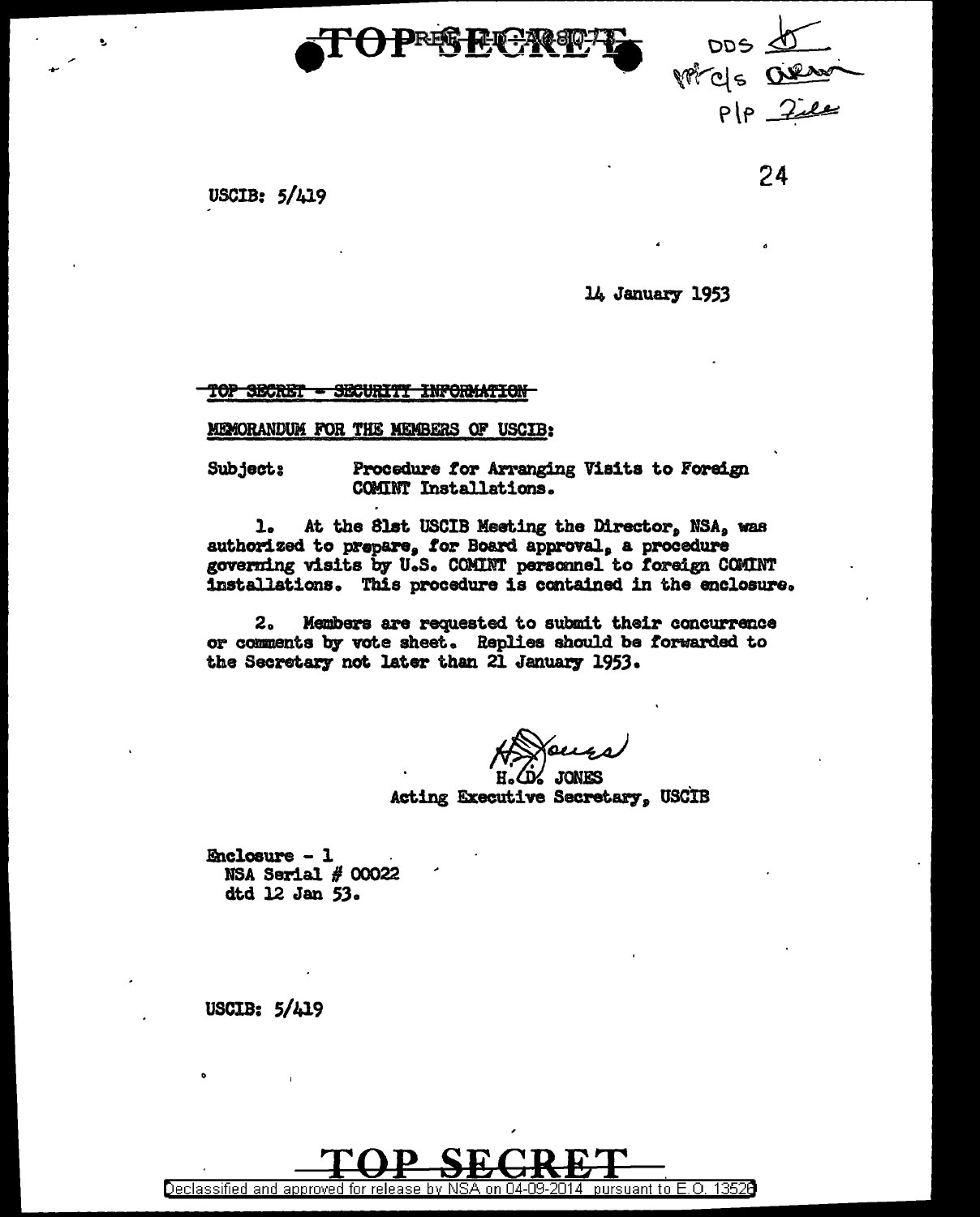TOP SECRET

DDS
MR C/S
P/P File

USCIB: 5/419

14 January 1953

~~TOP SECRET - SECURITY INFORMATION~~

MEMORANDUM FOR THE MEMBERS OF USCIB:

Subject: Procedure for Arranging Visits to Foreign COMINT Installations.

1. At the 81st USCIB Meeting the Director, NSA, was authorized to prepare, for Board approval, a procedure governing visits by U.S. COMINT personnel to foreign COMINT installations. This procedure is contained in the enclosure.

2. Members are requested to submit their concurrence or comments by vote sheet. Replies should be forwarded to the Secretary not later than 21 January 1953.

H. D. JONES
Acting Executive Secretary, USCIB

Enclosure - 1
NSA Serial # 00022
dtd 12 Jan 53.

USCIB: 5/419

TOP SECRET

Declassified and approved for release by NSA on 04-09-2014 pursuant to E.O. 13526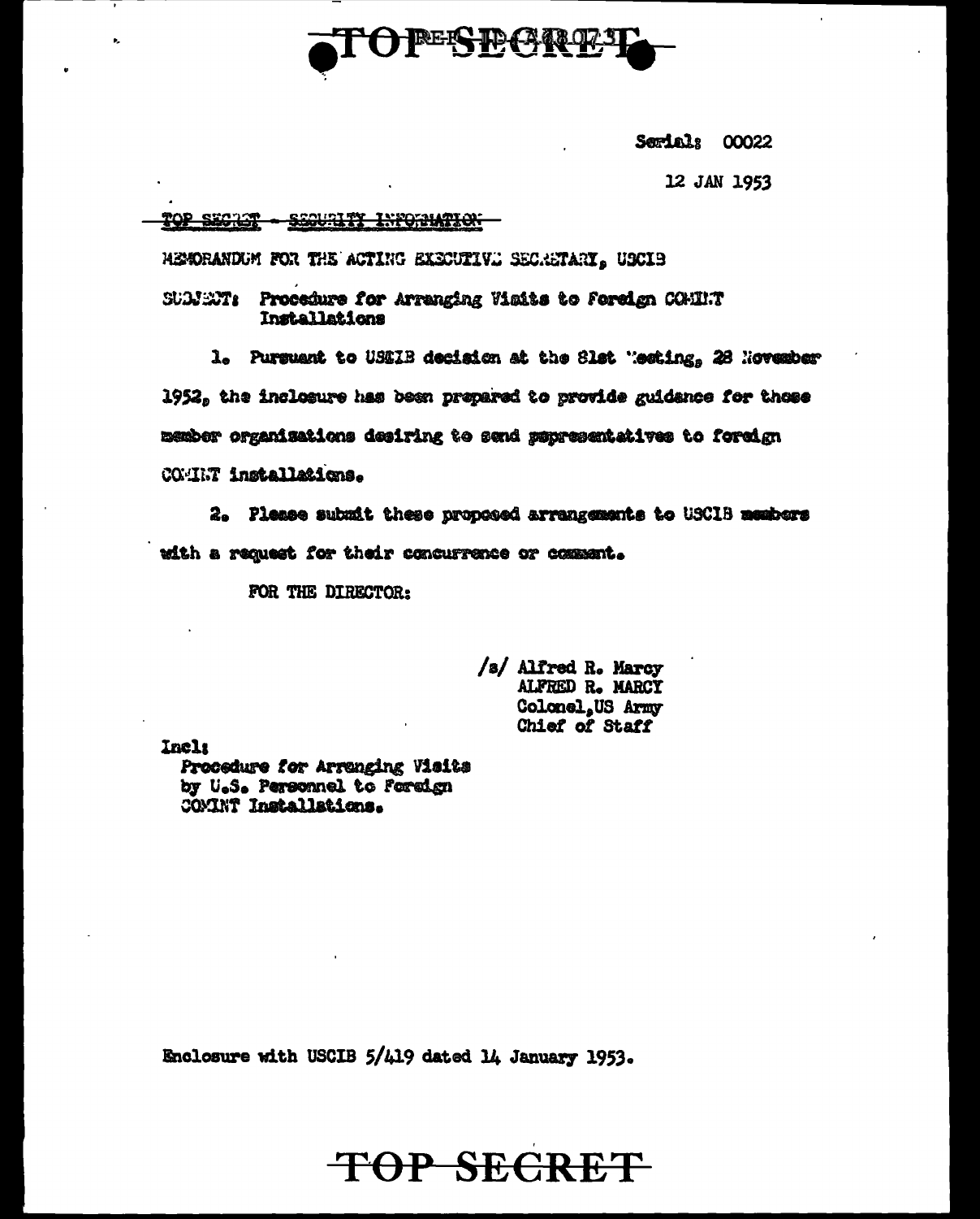TOP SECRET

Serial: 00022

12 JAN 1953

TOP SECRET - SECURITY INFORMATION

MEMORANDUM FOR THE ACTING EXECUTIVE SECRETARY, USCIB

SUBJECT: Procedure for Arranging Visits to Foreign COMINT Installations

1. Pursuant to USCIB decision at the 81st Meeting, 28 November 1952, the inclosure has been prepared to provide guidance for those member organizations desiring to send representatives to foreign COMINT installations.

2. Please submit these proposed arrangements to USCIB members with a request for their concurrence or comment.

FOR THE DIRECTOR:

/s/ Alfred R. Marcy
ALFRED R. MARCY
Colonel, US Army
Chief of Staff

Incl:
Procedure for Arranging Visits by U.S. Personnel to Foreign COMINT Installations.

Enclosure with USCIB 5/419 dated 14 January 1953.

TOP SECRET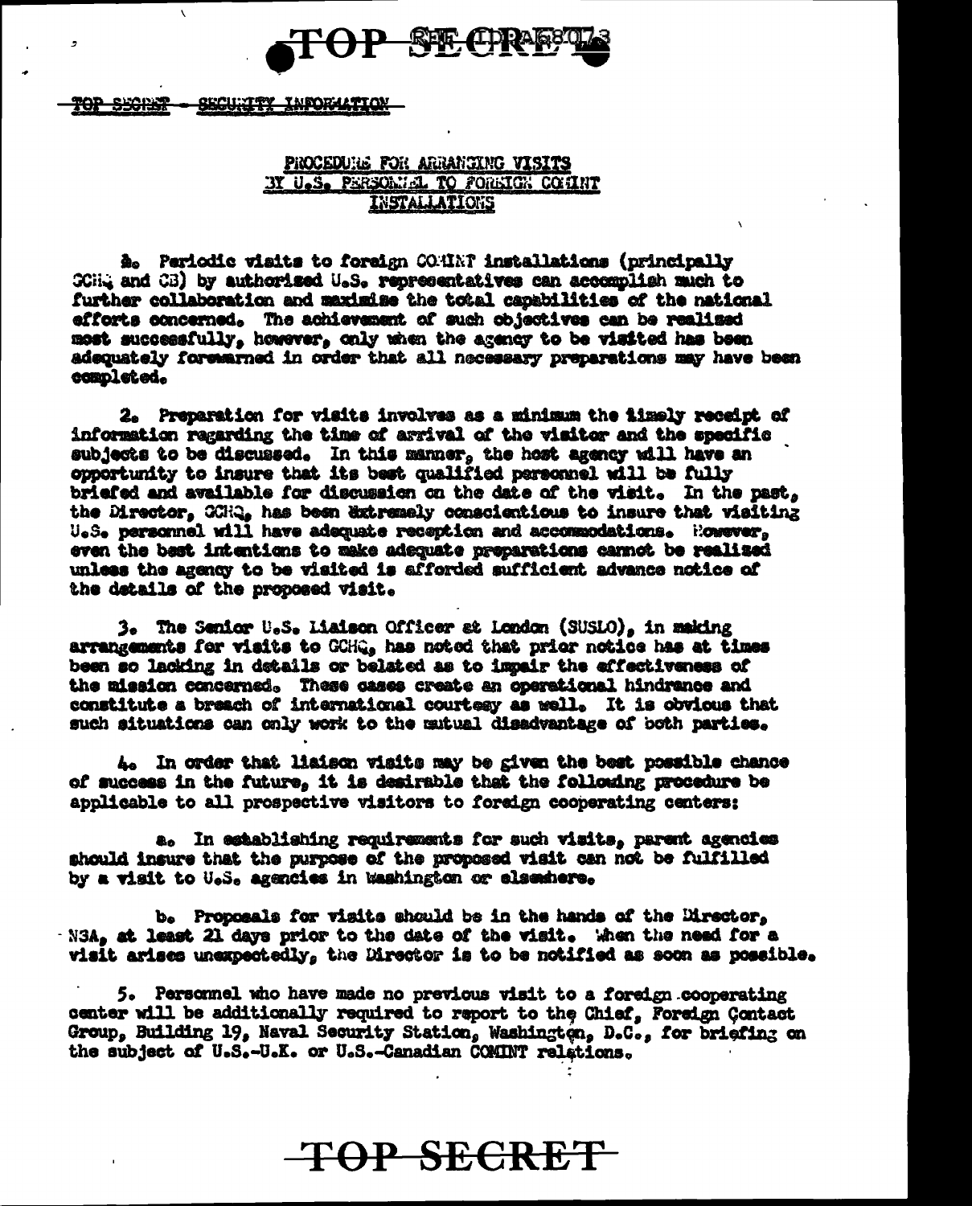TOP SECRET - SECURITY INFORMATION

## PROCEDURE FOR ARRANGING VISITS BY U.S. PERSONNEL TO FOREIGN COMINT INSTALLATIONS

1. Periodic visits to foreign COMINT installations (principally GCHQ and CB) by authorized U.S. representatives can accomplish much to further collaboration and maximize the total capabilities of the national efforts concerned. The achievement of such objectives can be realized most successfully, however, only when the agency to be visited has been adequately forewarned in order that all necessary preparations may have been completed.

2. Preparation for visits involves as a minimum the timely receipt of information regarding the time of arrival of the visitor and the specific subjects to be discussed. In this manner, the host agency will have an opportunity to insure that its best qualified personnel will be fully briefed and available for discussion on the date of the visit. In the past, the Director, GCHQ, has been extremely conscientious to insure that visiting U.S. personnel will have adequate reception and accommodations. However, even the best intentions to make adequate preparations cannot be realized unless the agency to be visited is afforded sufficient advance notice of the details of the proposed visit.

3. The Senior U.S. Liaison Officer at London (SUSLO), in making arrangements for visits to GCHQ, has noted that prior notice has at times been so lacking in details or belated as to impair the effectiveness of the mission concerned. These cases create an operational hindrance and constitute a breach of international courtesy as well. It is obvious that such situations can only work to the mutual disadvantage of both parties.

4. In order that liaison visits may be given the best possible chance of success in the future, it is desirable that the following procedure be applicable to all prospective visitors to foreign cooperating centers:

   a. In establishing requirements for such visits, parent agencies should insure that the purpose of the proposed visit can not be fulfilled by a visit to U.S. agencies in Washington or elsewhere.

   b. Proposals for visits should be in the hands of the Director, NSA, at least 21 days prior to the date of the visit. When the need for a visit arises unexpectedly, the Director is to be notified as soon as possible.

5. Personnel who have made no previous visit to a foreign cooperating center will be additionally required to report to the Chief, Foreign Contact Group, Building 19, Naval Security Station, Washington, D.C., for briefing on the subject of U.S.-U.K. or U.S.-Canadian COMINT relations.

TOP SECRET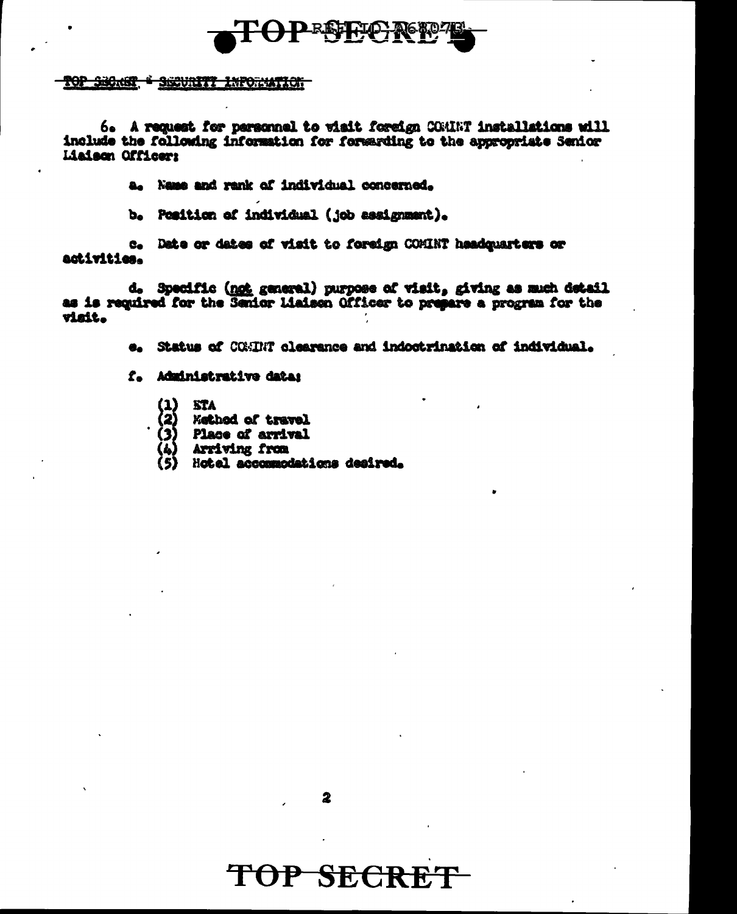6. A request for personnel to visit foreign COMINT installations will include the following information for forwarding to the appropriate Senior Liaison Officer:

a. Name and rank of individual concerned.

b. Position of individual (job assignment).

c. Date or dates of visit to foreign COMINT headquarters or activities.

d. Specific (not general) purpose of visit, giving as much detail as is required for the Senior Liaison Officer to prepare a program for the visit.

e. Status of COMINT clearance and indoctrination of individual.

f. Administrative data:

(1) ETA
(2) Method of travel
(3) Place of arrival
(4) Arriving from
(5) Hotel accommodations desired.